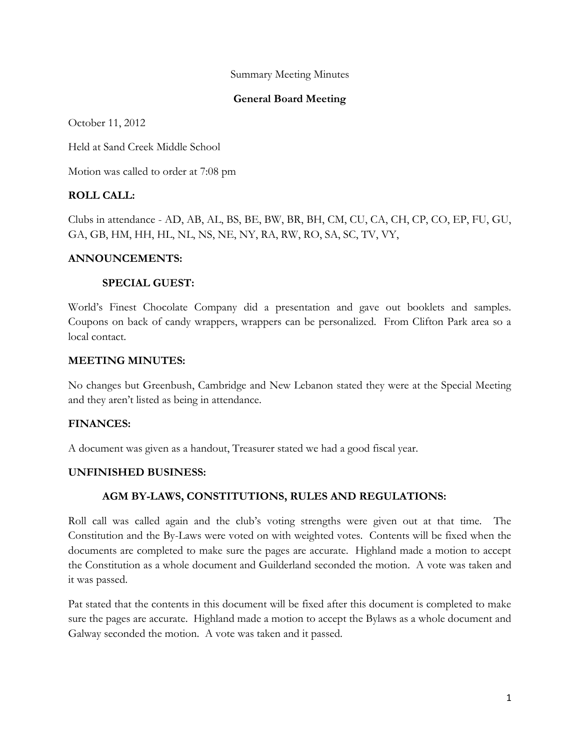Summary Meeting Minutes

**General Board Meeting**

October 11, 2012

Held at Sand Creek Middle School

Motion was called to order at 7:08 pm

## ROLL CALL:

Clubs in attendance - AD, AB, AL, BS, BE, BW, BR, BH, CM, CU, CA, CH, CP, CO, EP, FU, GU, GA, GB, HM, HH, HL, NL, NS, NE, NY, RA, RW, RO, SA, SC, TV, VY,

## ANNOUNCEMENTS:

### SPECIAL GUEST:

World's Finest Chocolate Company did a presentation and gave out booklets and samples. Coupons on back of candy wrappers, wrappers can be personalized. From Clifton Park area so a local contact.

## MEETING MINUTES:

No changes but Greenbush, Cambridge and New Lebanon stated they were at the Special Meeting and they aren't listed as being in attendance.

## FINANCES:

A document was given as a handout, Treasurer stated we had a good fiscal year.

## UNFINISHED BUSINESS:

### AGM BY-LAWS, CONSTITUTIONS, RULES AND REGULATIONS:

Roll call was called again and the club's voting strengths were given out at that time. The Constitution and the By-Laws were voted on with weighted votes. Contents will be fixed when the documents are completed to make sure the pages are accurate. Highland made a motion to accept the Constitution as a whole document and Guilderland seconded the motion. A vote was taken and it was passed.

Pat stated that the contents in this document will be fixed after this document is completed to make sure the pages are accurate. Highland made a motion to accept the Bylaws as a whole document and Galway seconded the motion. A vote was taken and it passed.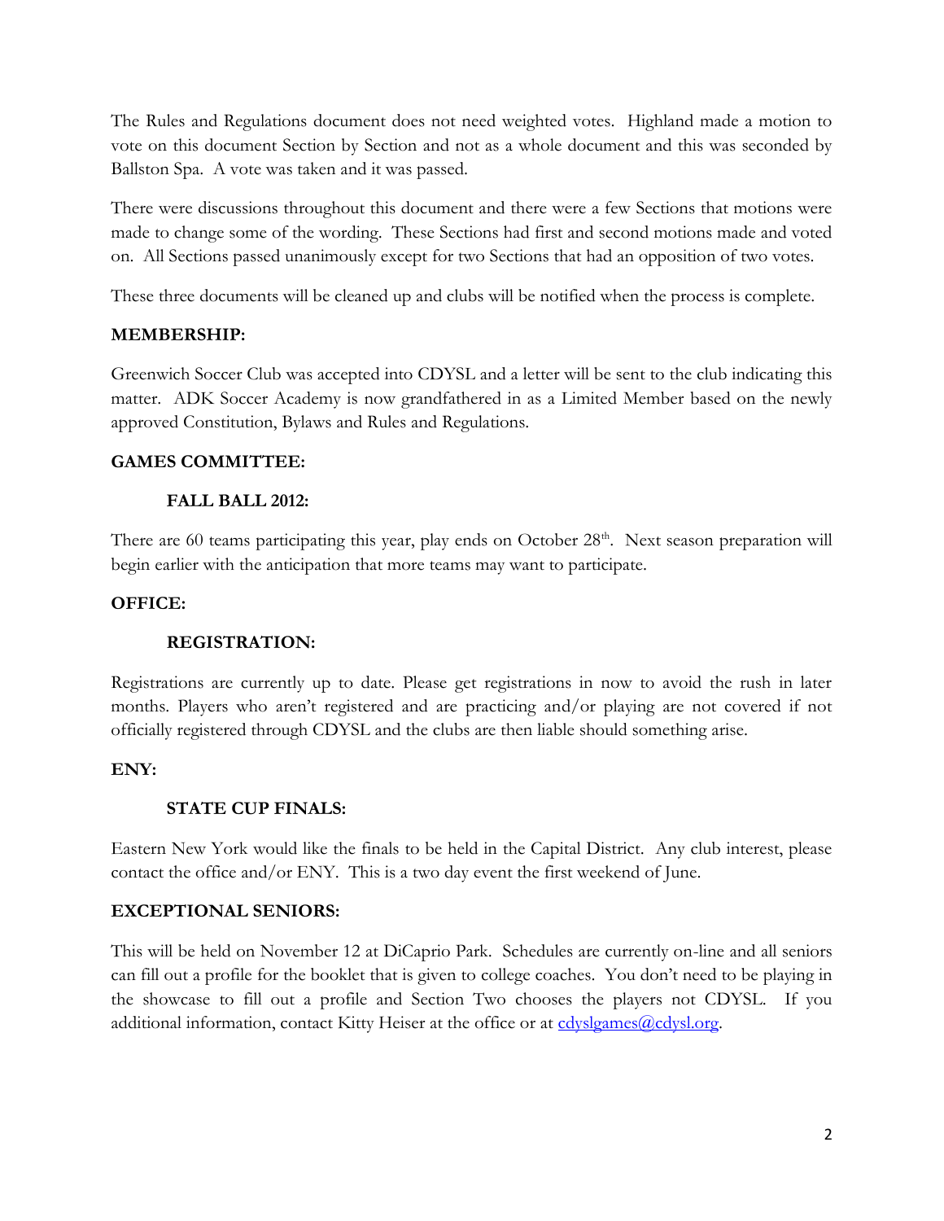The Rules and Regulations document does not need weighted votes. Highland made a motion to vote on this document Section by Section and not as a whole document and this was seconded by Ballston Spa. A vote was taken and it was passed.

There were discussions throughout this document and there were a few Sections that motions were made to change some of the wording. These Sections had first and second motions made and voted on. All Sections passed unanimously except for two Sections that had an opposition of two votes.

These three documents will be cleaned up and clubs will be notified when the process is complete.

**MEMBERSHIP:**

Greenwich Soccer Club was accepted into CDYSL and a letter will be sent to the club indicating this matter. ADK Soccer Academy is now grandfathered in as a Limited Member based on the newly approved Constitution, Bylaws and Rules and Regulations.

**GAMES COMMITTEE:**

**FALL BALL 2012:**

There are 60 teams participating this year, play ends on October 28th. Next season preparation will begin earlier with the anticipation that more teams may want to participate.

**OFFICE:**

**REGISTRATION:**

Registrations are currently up to date. Please get registrations in now to avoid the rush in later months. Players who aren't registered and are practicing and/or playing are not covered if not officially registered through CDYSL and the clubs are then liable should something arise.

**ENY:**

**STATE CUP FINALS:**

Eastern New York would like the finals to be held in the Capital District. Any club interest, please contact the office and/or ENY. This is a two day event the first weekend of June.

**EXCEPTIONAL SENIORS:**

This will be held on November 12 at DiCaprio Park. Schedules are currently on-line and all seniors can fill out a profile for the booklet that is given to college coaches. You don't need to be playing in the showcase to fill out a profile and Section Two chooses the players not CDYSL. If you additional information, contact Kitty Heiser at the office or at cdyslgames@cdysl.org.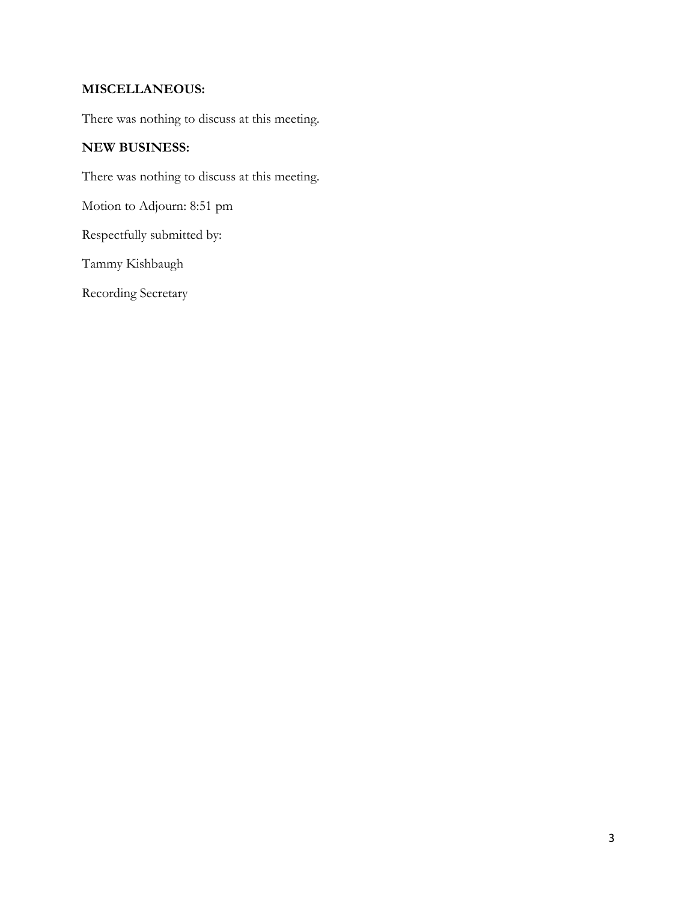**MISCELLANEOUS:**

There was nothing to discuss at this meeting.

**NEW BUSINESS:**

There was nothing to discuss at this meeting.

Motion to Adjourn: 8:51 pm

Respectfully submitted by:

Tammy Kishbaugh

Recording Secretary